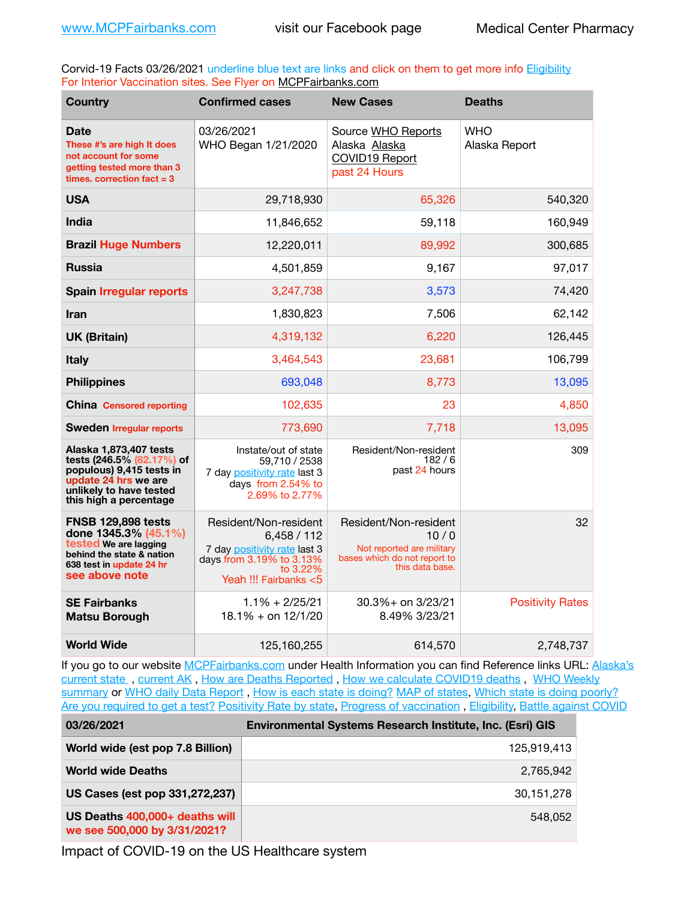www.MCPFairbanks.com visit our Facebook page Medical Center Pharmacy

Corvid-19 Facts 03/26/2021 underline blue text are links and click on them to get more info Eligibility For Interior Vaccination sites. See Flyer on MCPFairbanks.com

| Country | Confirmed cases | New Cases | Deaths |
|---|---|---|---|
| **Date** These #'s are high It does not account for some getting tested more than 3 times. correction fact = 3 | 03/26/2021 WHO Began 1/21/2020 | Source WHO Reports Alaska Alaska COVID19 Report past 24 Hours | WHO Alaska Report |
| **USA** | 29,718,930 | 65,326 | 540,320 |
| **India** | 11,846,652 | 59,118 | 160,949 |
| **Brazil Huge Numbers** | 12,220,011 | 89,992 | 300,685 |
| **Russia** | 4,501,859 | 9,167 | 97,017 |
| **Spain Irregular reports** | 3,247,738 | 3,573 | 74,420 |
| **Iran** | 1,830,823 | 7,506 | 62,142 |
| **UK (Britain)** | 4,319,132 | 6,220 | 126,445 |
| **Italy** | 3,464,543 | 23,681 | 106,799 |
| **Philippines** | 693,048 | 8,773 | 13,095 |
| **China Censored reporting** | 102,635 | 23 | 4,850 |
| **Sweden Irregular reports** | 773,690 | 7,718 | 13,095 |
| **Alaska 1,873,407 tests tests (246.5% (82.17%) of populous) 9,415 tests in update 24 hrs we are unlikely to have tested this high a percentage** | Instate/out of state 59,710 / 2538 7 day positivity rate last 3 days from 2.54% to 2.69% to 2.77% | Resident/Non-resident 182 / 6 past 24 hours | 309 |
| **FNSB 129,898 tests done 1345.3% (45.1%) tested We are lagging behind the state & nation 638 test in update 24 hr see above note** | Resident/Non-resident 6,458 / 112 7 day positivity rate last 3 days from 3.19% to 3.13% to 3.22% Yeah !!! Fairbanks <5 | Resident/Non-resident 10 / 0 Not reported are military bases which do not report to this data base. | 32 |
| **SE Fairbanks Matsu Borough** | 1.1% + 2/25/21 18.1% + on 12/1/20 | 30.3%+ on 3/23/21 8.49% 3/23/21 | Positivity Rates |
| **World Wide** | 125,160,255 | 614,570 | 2,748,737 |

If you go to our website MCPFairbanks.com under Health Information you can find Reference links URL: Alaska's current state , current AK , How are Deaths Reported , How we calculate COVID19 deaths , WHO Weekly summary or WHO daily Data Report , How is each state is doing? MAP of states, Which state is doing poorly? Are you required to get a test? Positivity Rate by state, Progress of vaccination , Eligibility, Battle against COVID

| 03/26/2021 | Environmental Systems Research Institute, Inc. (Esri) GIS |
|---|---|
| **World wide (est pop 7.8 Billion)** | 125,919,413 |
| **World wide Deaths** | 2,765,942 |
| **US Cases (est pop 331,272,237)** | 30,151,278 |
| **US Deaths 400,000+ deaths will we see 500,000 by 3/31/2021?** | 548,052 |

Impact of COVID-19 on the US Healthcare system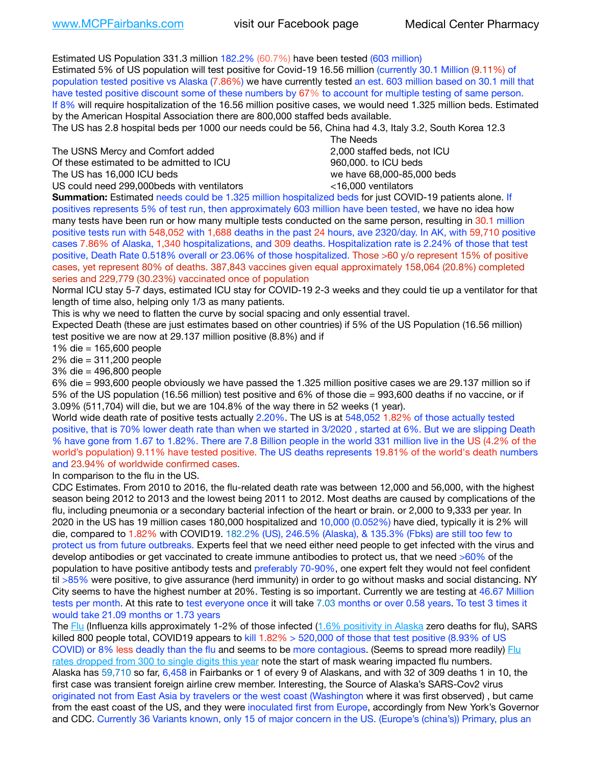Estimated US Population 331.3 million 182.2% (60.7%) have been tested (603 million)
Estimated 5% of US population will test positive for Covid-19 16.56 million (currently 30.1 Million (9.11%) of population tested positive vs Alaska (7.86%) we have currently tested an est. 603 million based on 30.1 mill that have tested positive discount some of these numbers by 67% to account for multiple testing of same person.
If 8% will require hospitalization of the 16.56 million positive cases, we would need 1.325 million beds. Estimated by the American Hospital Association there are 800,000 staffed beds available.
The US has 2.8 hospital beds per 1000 our needs could be 56, China had 4.3, Italy 3.2, South Korea 12.3

| | The Needs |
|---|---|
| The USNS Mercy and Comfort added | 2,000 staffed beds, not ICU |
| Of these estimated to be admitted to ICU | 960,000. to ICU beds |
| The US has 16,000 ICU beds | we have 68,000-85,000 beds |
| US could need 299,000beds with ventilators | <16,000 ventilators |

**Summation:** Estimated needs could be 1.325 million hospitalized beds for just COVID-19 patients alone. If positives represents 5% of test run, then approximately 603 million have been tested, we have no idea how many tests have been run or how many multiple tests conducted on the same person, resulting in 30.1 million positive tests run with 548,052 with 1,688 deaths in the past 24 hours, ave 2320/day. In AK, with 59,710 positive cases 7.86% of Alaska, 1,340 hospitalizations, and 309 deaths. Hospitalization rate is 2.24% of those that test positive, Death Rate 0.518% overall or 23.06% of those hospitalized. Those >60 y/o represent 15% of positive cases, yet represent 80% of deaths. 387,843 vaccines given equal approximately 158,064 (20.8%) completed series and 229,779 (30.23%) vaccinated once of population
Normal ICU stay 5-7 days, estimated ICU stay for COVID-19 2-3 weeks and they could tie up a ventilator for that length of time also, helping only 1/3 as many patients.
This is why we need to flatten the curve by social spacing and only essential travel.
Expected Death (these are just estimates based on other countries) if 5% of the US Population (16.56 million) test positive we are now at 29.137 million positive (8.8%) and if
1% die = 165,600 people
2% die = 311,200 people
3% die = 496,800 people
6% die = 993,600 people obviously we have passed the 1.325 million positive cases we are 29.137 million so if 5% of the US population (16.56 million) test positive and 6% of those die = 993,600 deaths if no vaccine, or if 3.09% (511,704) will die, but we are 104.8% of the way there in 52 weeks (1 year).
World wide death rate of positive tests actually 2.20%. The US is at 548,052 1.82% of those actually tested positive, that is 70% lower death rate than when we started in 3/2020 , started at 6%. But we are slipping Death % have gone from 1.67 to 1.82%. There are 7.8 Billion people in the world 331 million live in the US (4.2% of the world's population) 9.11% have tested positive. The US deaths represents 19.81% of the world's death numbers and 23.94% of worldwide confirmed cases.
In comparison to the flu in the US.
CDC Estimates. From 2010 to 2016, the flu-related death rate was between 12,000 and 56,000, with the highest season being 2012 to 2013 and the lowest being 2011 to 2012. Most deaths are caused by complications of the flu, including pneumonia or a secondary bacterial infection of the heart or brain. or 2,000 to 9,333 per year. In 2020 in the US has 19 million cases 180,000 hospitalized and 10,000 (0.052%) have died, typically it is 2% will die, compared to 1.82% with COVID19. 182.2% (US), 246.5% (Alaska), & 135.3% (Fbks) are still too few to protect us from future outbreaks. Experts feel that we need either need people to get infected with the virus and develop antibodies or get vaccinated to create immune antibodies to protect us, that we need >60% of the population to have positive antibody tests and preferably 70-90%, one expert felt they would not feel confident til >85% were positive, to give assurance (herd immunity) in order to go without masks and social distancing. NY City seems to have the highest number at 20%. Testing is so important. Currently we are testing at 46.67 Million tests per month. At this rate to test everyone once it will take 7.03 months or over 0.58 years. To test 3 times it would take 21.09 months or 1.73 years
The Flu (Influenza kills approximately 1-2% of those infected (1.6% positivity in Alaska zero deaths for flu), SARS killed 800 people total, COVID19 appears to kill 1.82% > 520,000 of those that test positive (8.93% of US COVID) or 8% less deadly than the flu and seems to be more contagious. (Seems to spread more readily) Flu rates dropped from 300 to single digits this year note the start of mask wearing impacted flu numbers.
Alaska has 59,710 so far, 6,458 in Fairbanks or 1 of every 9 of Alaskans, and with 32 of 309 deaths 1 in 10, the first case was transient foreign airline crew member. Interesting, the Source of Alaska's SARS-Cov2 virus originated not from East Asia by travelers or the west coast (Washington where it was first observed) , but came from the east coast of the US, and they were inoculated first from Europe, accordingly from New York's Governor and CDC. Currently 36 Variants known, only 15 of major concern in the US. (Europe's (china's)) Primary, plus an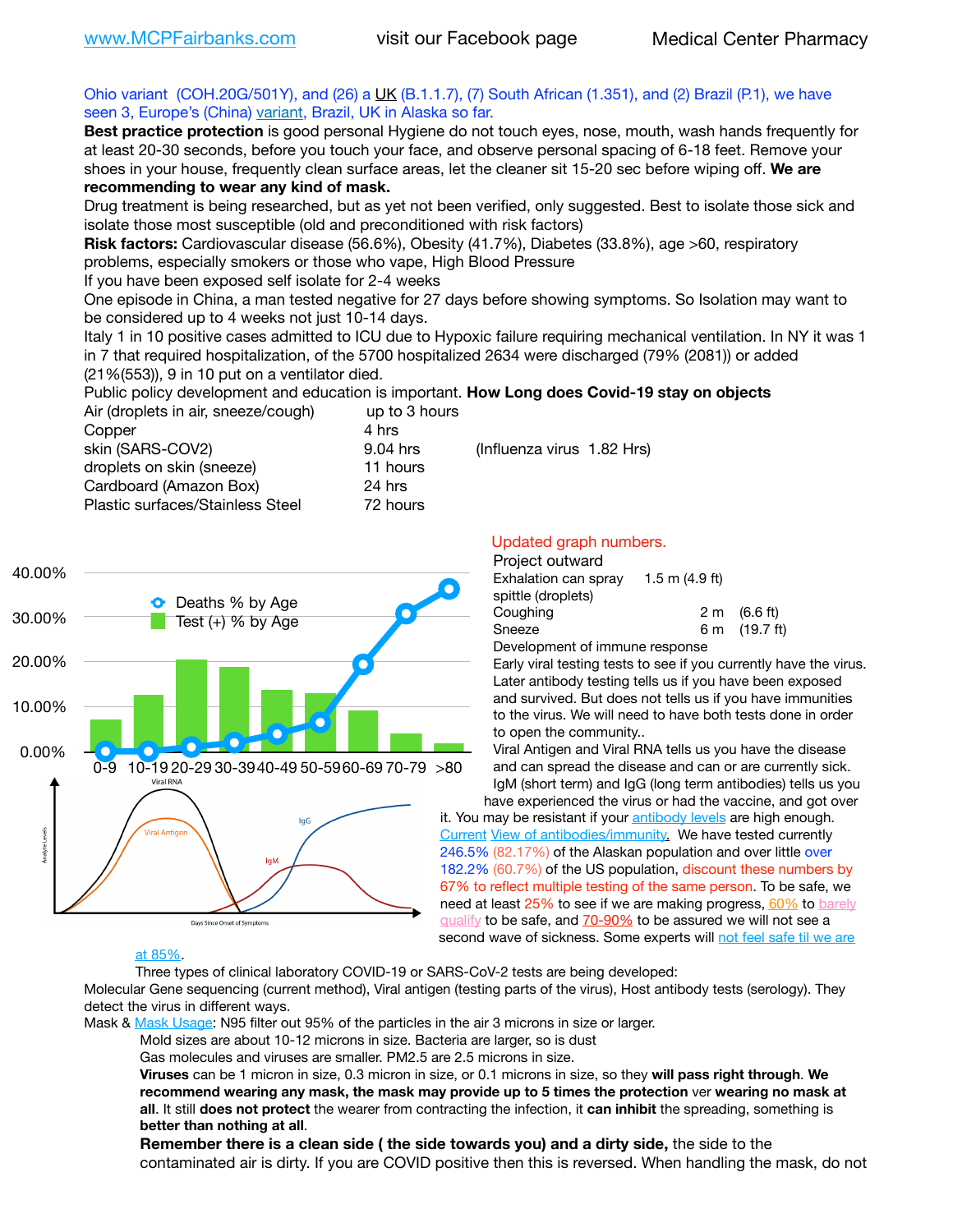Ohio variant (COH.20G/501Y), and (26) a UK (B.1.1.7), (7) South African (1.351), and (2) Brazil (P.1), we have seen 3, Europe's (China) variant, Brazil, UK in Alaska so far.

**Best practice protection** is good personal Hygiene do not touch eyes, nose, mouth, wash hands frequently for at least 20-30 seconds, before you touch your face, and observe personal spacing of 6-18 feet. Remove your shoes in your house, frequently clean surface areas, let the cleaner sit 15-20 sec before wiping off. **We are recommending to wear any kind of mask.**

Drug treatment is being researched, but as yet not been verified, only suggested. Best to isolate those sick and isolate those most susceptible (old and preconditioned with risk factors)

**Risk factors:** Cardiovascular disease (56.6%), Obesity (41.7%), Diabetes (33.8%), age >60, respiratory problems, especially smokers or those who vape, High Blood Pressure

If you have been exposed self isolate for 2-4 weeks

One episode in China, a man tested negative for 27 days before showing symptoms. So Isolation may want to be considered up to 4 weeks not just 10-14 days.

Italy 1 in 10 positive cases admitted to ICU due to Hypoxic failure requiring mechanical ventilation. In NY it was 1 in 7 that required hospitalization, of the 5700 hospitalized 2634 were discharged (79% (2081)) or added (21%(553)), 9 in 10 put on a ventilator died.

Public policy development and education is important. **How Long does Covid-19 stay on objects**

| | | |
|---|---|---|
| Air (droplets in air, sneeze/cough) | up to 3 hours | |
| Copper | 4 hrs | |
| skin (SARS-COV2) | 9.04 hrs | (Influenza virus 1.82 Hrs) |
| droplets on skin (sneeze) | 11 hours | |
| Cardboard (Amazon Box) | 24 hrs | |
| Plastic surfaces/Stainless Steel | 72 hours | |

Updated graph numbers.

Project outward

| | | |
|---|---|---|
| Exhalation can spray spittle (droplets) | 1.5 m | (4.9 ft) |
| Coughing | 2 m | (6.6 ft) |
| Sneeze | 6 m | (19.7 ft) |

Development of immune response

Early viral testing tests to see if you currently have the virus. Later antibody testing tells us if you have been exposed and survived. But does not tells us if you have immunities to the virus. We will need to have both tests done in order to open the community..

Viral Antigen and Viral RNA tells us you have the disease and can spread the disease and can or are currently sick. IgM (short term) and IgG (long term antibodies) tells us you have experienced the virus or had the vaccine, and got over it. You may be resistant if your antibody levels are high enough. Current View of antibodies/immunity. We have tested currently 246.5% (82.17%) of the Alaskan population and over little over 182.2% (60.7%) of the US population, discount these numbers by 67% to reflect multiple testing of the same person. To be safe, we need at least 25% to see if we are making progress, 60% to barely qualify to be safe, and 70-90% to be assured we will not see a second wave of sickness. Some experts will not feel safe til we are at 85%.

Three types of clinical laboratory COVID-19 or SARS-CoV-2 tests are being developed:

Molecular Gene sequencing (current method), Viral antigen (testing parts of the virus), Host antibody tests (serology). They detect the virus in different ways.

Mask & Mask Usage: N95 filter out 95% of the particles in the air 3 microns in size or larger.

Mold sizes are about 10-12 microns in size. Bacteria are larger, so is dust

Gas molecules and viruses are smaller. PM2.5 are 2.5 microns in size.

**Viruses** can be 1 micron in size, 0.3 micron in size, or 0.1 microns in size, so they **will pass right through**. **We recommend wearing any mask, the mask may provide up to 5 times the protection** ver **wearing no mask at all**. It still **does not protect** the wearer from contracting the infection, it **can inhibit** the spreading, something is **better than nothing at all**.

**Remember there is a clean side ( the side towards you) and a dirty side,** the side to the contaminated air is dirty. If you are COVID positive then this is reversed. When handling the mask, do not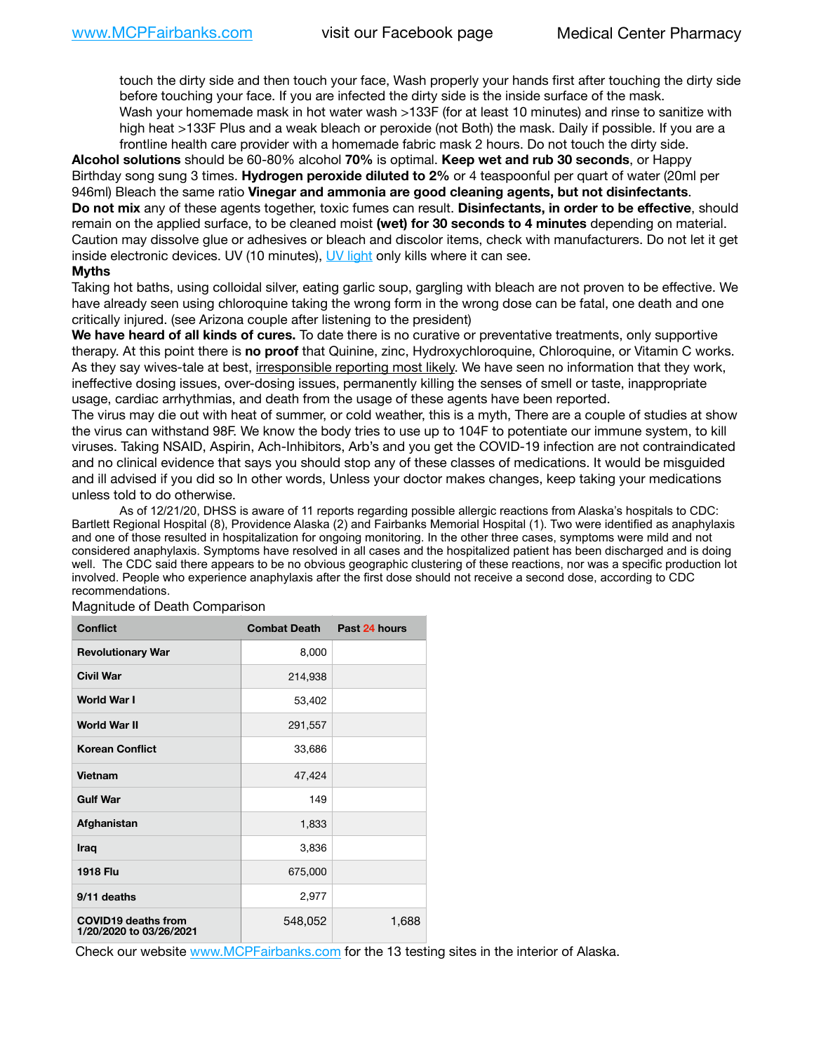touch the dirty side and then touch your face, Wash properly your hands first after touching the dirty side before touching your face. If you are infected the dirty side is the inside surface of the mask.
Wash your homemade mask in hot water wash >133F (for at least 10 minutes) and rinse to sanitize with high heat >133F Plus and a weak bleach or peroxide (not Both) the mask. Daily if possible. If you are a frontline health care provider with a homemade fabric mask 2 hours. Do not touch the dirty side.

**Alcohol solutions** should be 60-80% alcohol **70%** is optimal. **Keep wet and rub 30 seconds**, or Happy Birthday song sung 3 times. **Hydrogen peroxide diluted to 2%** or 4 teaspoonful per quart of water (20ml per 946ml) Bleach the same ratio **Vinegar and ammonia are good cleaning agents, but not disinfectants**.
**Do not mix** any of these agents together, toxic fumes can result. **Disinfectants, in order to be effective**, should remain on the applied surface, to be cleaned moist **(wet) for 30 seconds to 4 minutes** depending on material. Caution may dissolve glue or adhesives or bleach and discolor items, check with manufacturers. Do not let it get inside electronic devices. UV (10 minutes), UV light only kills where it can see.

**Myths**

Taking hot baths, using colloidal silver, eating garlic soup, gargling with bleach are not proven to be effective. We have already seen using chloroquine taking the wrong form in the wrong dose can be fatal, one death and one critically injured. (see Arizona couple after listening to the president)

**We have heard of all kinds of cures.** To date there is no curative or preventative treatments, only supportive therapy. At this point there is **no proof** that Quinine, zinc, Hydroxychloroquine, Chloroquine, or Vitamin C works. As they say wives-tale at best, irresponsible reporting most likely. We have seen no information that they work, ineffective dosing issues, over-dosing issues, permanently killing the senses of smell or taste, inappropriate usage, cardiac arrhythmias, and death from the usage of these agents have been reported.

The virus may die out with heat of summer, or cold weather, this is a myth, There are a couple of studies at show the virus can withstand 98F. We know the body tries to use up to 104F to potentiate our immune system, to kill viruses. Taking NSAID, Aspirin, Ach-Inhibitors, Arb's and you get the COVID-19 infection are not contraindicated and no clinical evidence that says you should stop any of these classes of medications. It would be misguided and ill advised if you did so In other words, Unless your doctor makes changes, keep taking your medications unless told to do otherwise.

As of 12/21/20, DHSS is aware of 11 reports regarding possible allergic reactions from Alaska's hospitals to CDC: Bartlett Regional Hospital (8), Providence Alaska (2) and Fairbanks Memorial Hospital (1). Two were identified as anaphylaxis and one of those resulted in hospitalization for ongoing monitoring. In the other three cases, symptoms were mild and not considered anaphylaxis. Symptoms have resolved in all cases and the hospitalized patient has been discharged and is doing well. The CDC said there appears to be no obvious geographic clustering of these reactions, nor was a specific production lot involved. People who experience anaphylaxis after the first dose should not receive a second dose, according to CDC recommendations.

Magnitude of Death Comparison

| Conflict | Combat Death | Past 24 hours |
|---|---|---|
| Revolutionary War | 8,000 | |
| Civil War | 214,938 | |
| World War I | 53,402 | |
| World War II | 291,557 | |
| Korean Conflict | 33,686 | |
| Vietnam | 47,424 | |
| Gulf War | 149 | |
| Afghanistan | 1,833 | |
| Iraq | 3,836 | |
| 1918 Flu | 675,000 | |
| 9/11 deaths | 2,977 | |
| COVID19 deaths from 1/20/2020 to 03/26/2021 | 548,052 | 1,688 |

Check our website www.MCPFairbanks.com for the 13 testing sites in the interior of Alaska.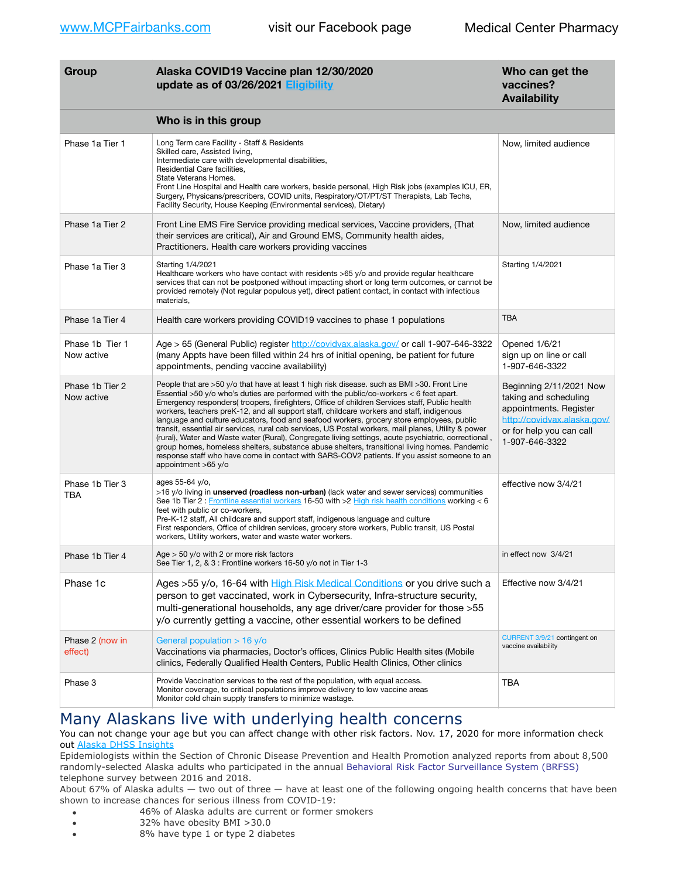[www.MCPFairbanks.com](http://www.MCPFairbanks.com) visit our Facebook page Medical Center Pharmacy

| Group | Alaska COVID19 Vaccine plan 12/30/2020 update as of 03/26/2021 Eligibility | Who can get the vaccines? Availability |
|---|---|---|
| | **Who is in this group** | |
| Phase 1a Tier 1 | Long Term care Facility - Staff & Residents Skilled care, Assisted living, Intermediate care with developmental disabilities, Residential Care facilities, State Veterans Homes. Front Line Hospital and Health care workers, beside personal, High Risk jobs (examples ICU, ER, Surgery, Physcans/prescribers, COVID units, Respiratory/OT/PT/ST Therapists, Lab Techs, Facility Security, House Keeping (Environmental services), Dietary) | Now, limited audience |
| Phase 1a Tier 2 | Front Line EMS Fire Service providing medical services, Vaccine providers, (That their services are critical), Air and Ground EMS, Community health aides, Practitioners. Health care workers providing vaccines | Now, limited audience |
| Phase 1a Tier 3 | Starting 1/4/2021 Healthcare workers who have contact with residents >65 y/o and provide regular healthcare services that can not be postponed without impacting short or long term outcomes, or cannot be provided remotely (Not regular populous yet), direct patient contact, in contact with infectious materials, | Starting 1/4/2021 |
| Phase 1a Tier 4 | Health care workers providing COVID19 vaccines to phase 1 populations | TBA |
| Phase 1b Tier 1 Now active | Age > 65 (General Public) register http://covidvax.alaska.gov/ or call 1-907-646-3322 (many Appts have been filled within 24 hrs of initial opening, be patient for future appointments, pending vaccine availability) | Opened 1/6/21 sign up on line or call 1-907-646-3322 |
| Phase 1b Tier 2 Now active | People that are >50 y/o that have at least 1 high risk disease. such as BMI >30. Front Line Essential >50 y/o who's duties are performed with the public/co-workers < 6 feet apart. Emergency responders( troopers, firefighters, Office of children Services staff, Public health workers, teachers preK-12, and all support staff, childcare workers and staff, indigenous language and culture educators, food and seafood workers, grocery store employees, public transit, essential air services, rural cab services, US Postal workers, mail planes, Utility & power (rural), Water and Waste water (Rural), Congregate living settings, acute psychiatric, correctional , group homes, homeless shelters, substance abuse shelters, transitional living homes. Pandemic response staff who have come in contact with SARS-COV2 patients. If you assist someone to an appointment >65 y/o | Beginning 2/11/2021 Now taking and scheduling appointments. Register http://covidvax.alaska.gov/ or for help you can call 1-907-646-3322 |
| Phase 1b Tier 3 TBA | ages 55-64 y/o, >16 y/o living in **unserved (roadless non-urban)** (lack water and sewer services) communities See 1b Tier 2 : Frontline essential workers 16-50 with >2 High risk health conditions working < 6 feet with public or co-workers, Pre-K-12 staff, All childcare and support staff, indigenous language and culture First responders, Office of children services, grocery store workers, Public transit, US Postal workers, Utility workers, water and waste water workers. | effective now 3/4/21 |
| Phase 1b Tier 4 | Age > 50 y/o with 2 or more risk factors See Tier 1, 2, & 3 : Frontline workers 16-50 y/o not in Tier 1-3 | in effect now 3/4/21 |
| Phase 1c | Ages >55 y/o, 16-64 with High Risk Medical Conditions or you drive such a person to get vaccinated, work in Cybersecurity, Infra-structure security, multi-generational households, any age driver/care provider for those >55 y/o currently getting a vaccine, other essential workers to be defined | Effective now 3/4/21 |
| Phase 2 (now in effect) | General population > 16 y/o Vaccinations via pharmacies, Doctor's offices, Clinics Public Health sites (Mobile clinics, Federally Qualified Health Centers, Public Health Clinics, Other clinics | CURRENT 3/9/21 contingent on vaccine availability |
| Phase 3 | Provide Vaccination services to the rest of the population, with equal access. Monitor coverage, to critical populations improve delivery to low vaccine areas Monitor cold chain supply transfers to minimize wastage. | TBA |

# Many Alaskans live with underlying health concerns

You can not change your age but you can affect change with other risk factors. Nov. 17, 2020 for more information check out Alaska DHSS Insights

Epidemiologists within the Section of Chronic Disease Prevention and Health Promotion analyzed reports from about 8,500 randomly-selected Alaska adults who participated in the annual Behavioral Risk Factor Surveillance System (BRFSS) telephone survey between 2016 and 2018.

About 67% of Alaska adults — two out of three — have at least one of the following ongoing health concerns that have been shown to increase chances for serious illness from COVID-19:

- 46% of Alaska adults are current or former smokers
- 32% have obesity BMI >30.0
- 8% have type 1 or type 2 diabetes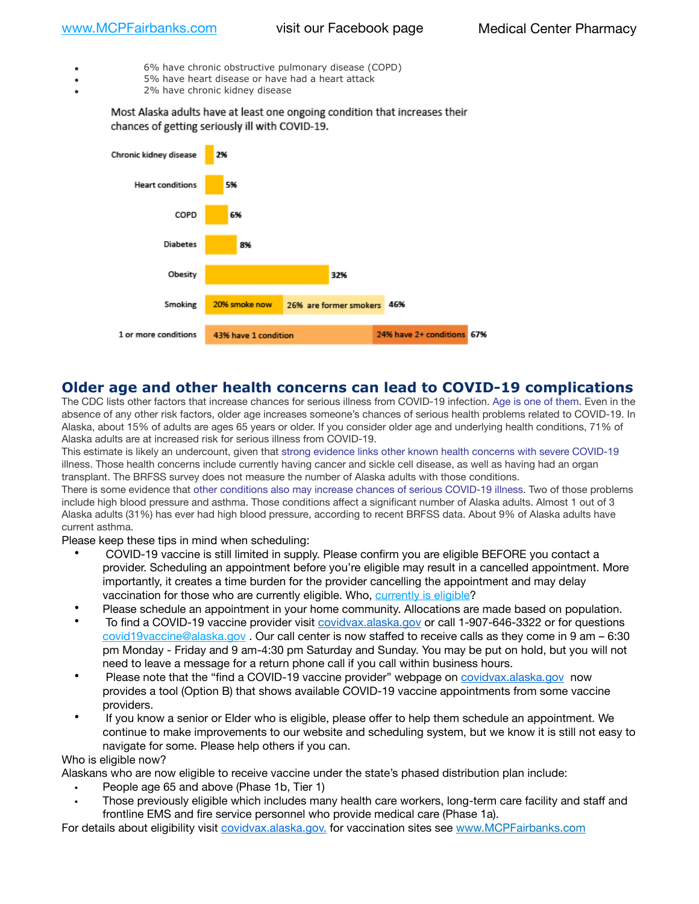- 6% have chronic obstructive pulmonary disease (COPD)
- 5% have heart disease or have had a heart attack
- 2% have chronic kidney disease

Most Alaska adults have at least one ongoing condition that increases their chances of getting seriously ill with COVID-19.

Chronic kidney disease 2%
Heart conditions 5%
COPD 6%
Diabetes 8%
Obesity 32%
Smoking 20% smoke now 26% are former smokers 46%
1 or more conditions 43% have 1 condition 24% have 2+ conditions 67%

## Older age and other health concerns can lead to COVID-19 complications

The CDC lists other factors that increase chances for serious illness from COVID-19 infection. Age is one of them. Even in the absence of any other risk factors, older age increases someone's chances of serious health problems related to COVID-19. In Alaska, about 15% of adults are ages 65 years or older. If you consider older age and underlying health conditions, 71% of Alaska adults are at increased risk for serious illness from COVID-19.

This estimate is likely an undercount, given that strong evidence links other known health concerns with severe COVID-19 illness. Those health concerns include currently having cancer and sickle cell disease, as well as having had an organ transplant. The BRFSS survey does not measure the number of Alaska adults with those conditions.

There is some evidence that other conditions also may increase chances of serious COVID-19 illness. Two of those problems include high blood pressure and asthma. Those conditions affect a significant number of Alaska adults. Almost 1 out of 3 Alaska adults (31%) has ever had high blood pressure, according to recent BRFSS data. About 9% of Alaska adults have current asthma.

Please keep these tips in mind when scheduling:

- COVID-19 vaccine is still limited in supply. Please confirm you are eligible BEFORE you contact a provider. Scheduling an appointment before you're eligible may result in a cancelled appointment. More importantly, it creates a time burden for the provider cancelling the appointment and may delay vaccination for those who are currently eligible. Who, currently is eligible?
- Please schedule an appointment in your home community. Allocations are made based on population.
- To find a COVID-19 vaccine provider visit covidvax.alaska.gov or call 1-907-646-3322 or for questions covid19vaccine@alaska.gov . Our call center is now staffed to receive calls as they come in 9 am – 6:30 pm Monday - Friday and 9 am-4:30 pm Saturday and Sunday. You may be put on hold, but you will not need to leave a message for a return phone call if you call within business hours.
- Please note that the "find a COVID-19 vaccine provider" webpage on covidvax.alaska.gov now provides a tool (Option B) that shows available COVID-19 vaccine appointments from some vaccine providers.
- If you know a senior or Elder who is eligible, please offer to help them schedule an appointment. We continue to make improvements to our website and scheduling system, but we know it is still not easy to navigate for some. Please help others if you can.

Who is eligible now?

Alaskans who are now eligible to receive vaccine under the state's phased distribution plan include:

- People age 65 and above (Phase 1b, Tier 1)
- Those previously eligible which includes many health care workers, long-term care facility and staff and frontline EMS and fire service personnel who provide medical care (Phase 1a).

For details about eligibility visit covidvax.alaska.gov. for vaccination sites see www.MCPFairbanks.com